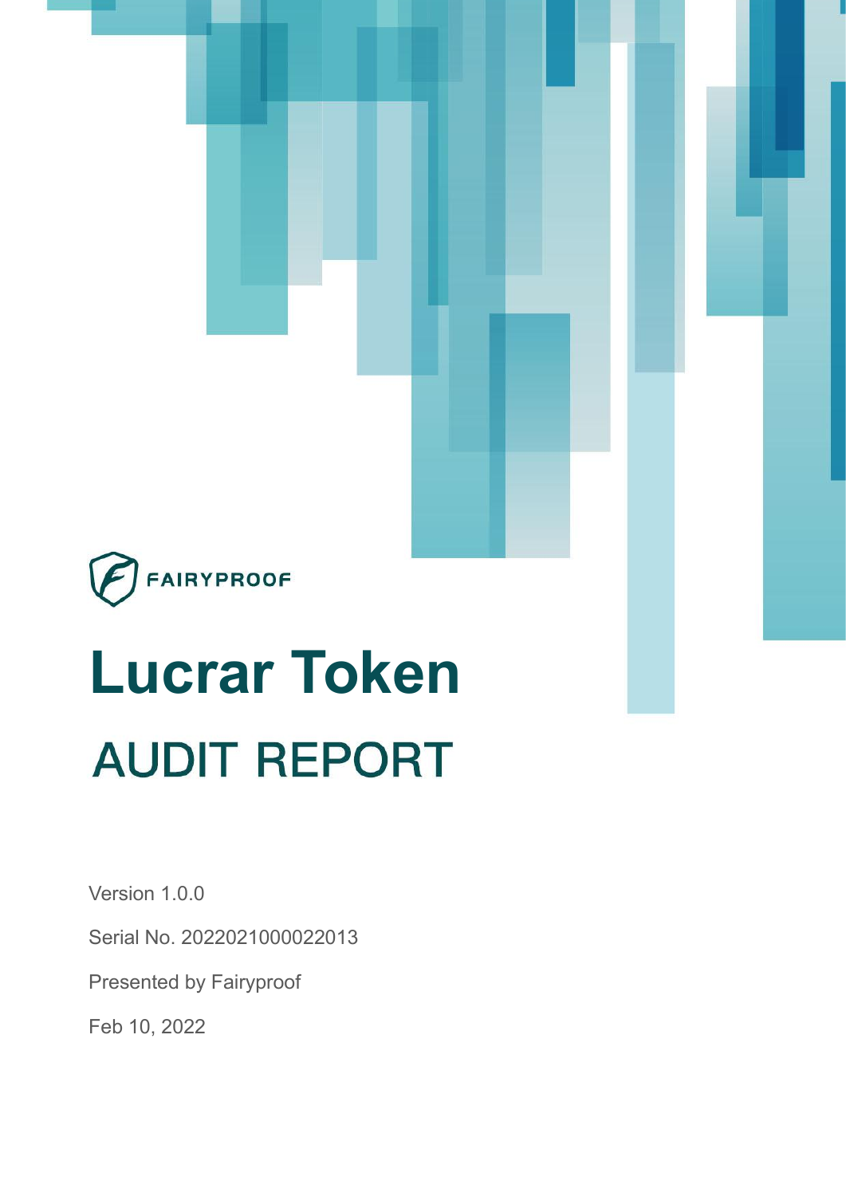FAIRYPROOF

# Lucrar Token

## AUDIT REPORT

Version 1.0.0

Serial No. 2022021000022013

Presented by Fairyproof

Feb 10, 2022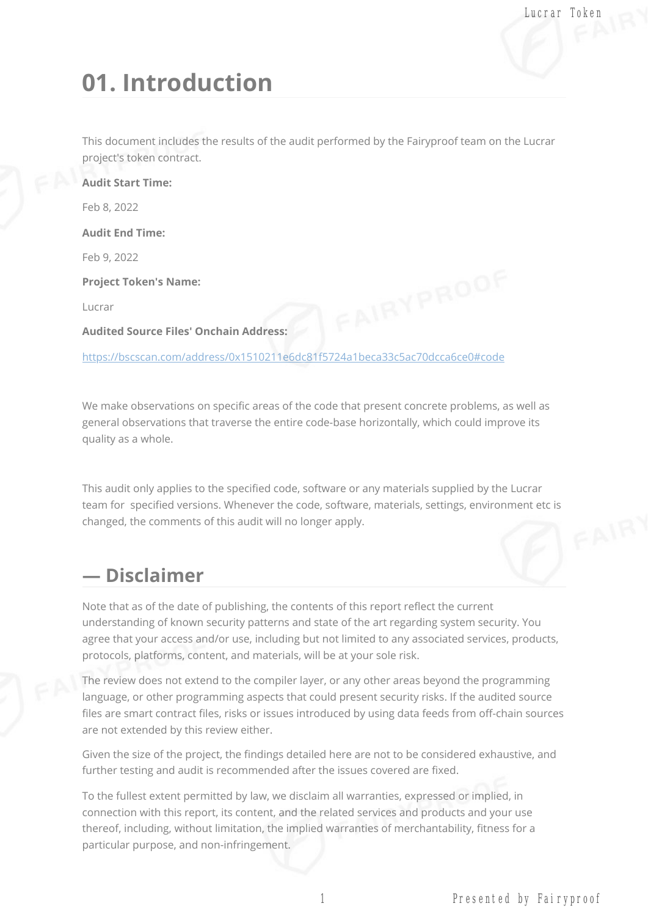# 01. Introduction

This document includes the results of the audit performed by the Fairyproof team on the Lucrar project's token contract.

**Audit Start Time:**

Feb 8, 2022

**Audit End Time:**

Feb 9, 2022

**Project Token's Name:**

Lucrar

**Audited Source Files' Onchain Address:**

[https://bscscan.com/address/0x1510211e6dc81f5724a1beca33c5ac70dcca6ce0#code](https://bscscan.com/address/0x1510211e6dc81f5724a1beca33c5ac70dcca6ce0#code)

We make observations on specific areas of the code that present concrete problems, as well as general observations that traverse the entire code-base horizontally, which could improve its quality as a whole.

This audit only applies to the specified code, software or any materials supplied by the Lucrar team for specified versions. Whenever the code, software, materials, settings, environment etc is changed, the comments of this audit will no longer apply.

## — Disclaimer

Note that as of the date of publishing, the contents of this report reflect the current understanding of known security patterns and state of the art regarding system security. You agree that your access and/or use, including but not limited to any associated services, products, protocols, platforms, content, and materials, will be at your sole risk.

The review does not extend to the compiler layer, or any other areas beyond the programming language, or other programming aspects that could present security risks. If the audited source files are smart contract files, risks or issues introduced by using data feeds from off-chain sources are not extended by this review either.

Given the size of the project, the findings detailed here are not to be considered exhaustive, and further testing and audit is recommended after the issues covered are fixed.

To the fullest extent permitted by law, we disclaim all warranties, expressed or implied, in connection with this report, its content, and the related services and products and your use thereof, including, without limitation, the implied warranties of merchantability, fitness for a particular purpose, and non-infringement.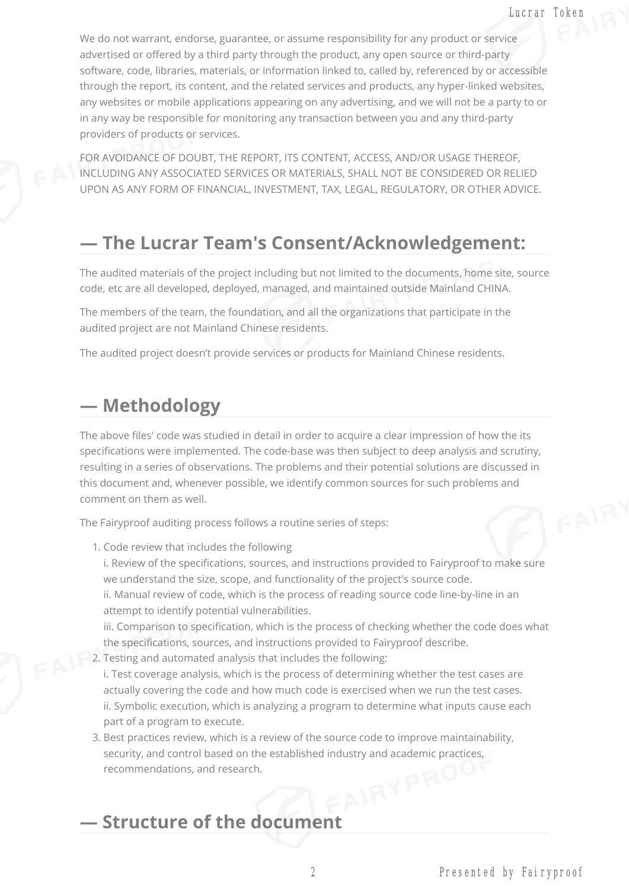We do not warrant, endorse, guarantee, or assume responsibility for any product or service advertised or offered by a third party through the product, any open source or third-party software, code, libraries, materials, or information linked to, called by, referenced by or accessible through the report, its content, and the related services and products, any hyper-linked websites, any websites or mobile applications appearing on any advertising, and we will not be a party to or in any way be responsible for monitoring any transaction between you and any third-party providers of products or services.

FOR AVOIDANCE OF DOUBT, THE REPORT, ITS CONTENT, ACCESS, AND/OR USAGE THEREOF, INCLUDING ANY ASSOCIATED SERVICES OR MATERIALS, SHALL NOT BE CONSIDERED OR RELIED UPON AS ANY FORM OF FINANCIAL, INVESTMENT, TAX, LEGAL, REGULATORY, OR OTHER ADVICE.

## — The Lucrar Team's Consent/Acknowledgement:

The audited materials of the project including but not limited to the documents, home site, source code, etc are all developed, deployed, managed, and maintained outside Mainland CHINA.

The members of the team, the foundation, and all the organizations that participate in the audited project are not Mainland Chinese residents.

The audited project doesn't provide services or products for Mainland Chinese residents.

## — Methodology

The above files' code was studied in detail in order to acquire a clear impression of how the its specifications were implemented. The code-base was then subject to deep analysis and scrutiny, resulting in a series of observations. The problems and their potential solutions are discussed in this document and, whenever possible, we identify common sources for such problems and comment on them as well.

The Fairyproof auditing process follows a routine series of steps:

1. Code review that includes the following
   i. Review of the specifications, sources, and instructions provided to Fairyproof to make sure we understand the size, scope, and functionality of the project's source code.
   ii. Manual review of code, which is the process of reading source code line-by-line in an attempt to identify potential vulnerabilities.
   iii. Comparison to specification, which is the process of checking whether the code does what the specifications, sources, and instructions provided to Fairyproof describe.
2. Testing and automated analysis that includes the following:
   i. Test coverage analysis, which is the process of determining whether the test cases are actually covering the code and how much code is exercised when we run the test cases.
   ii. Symbolic execution, which is analyzing a program to determine what inputs cause each part of a program to execute.
3. Best practices review, which is a review of the source code to improve maintainability, security, and control based on the established industry and academic practices, recommendations, and research.

## — Structure of the document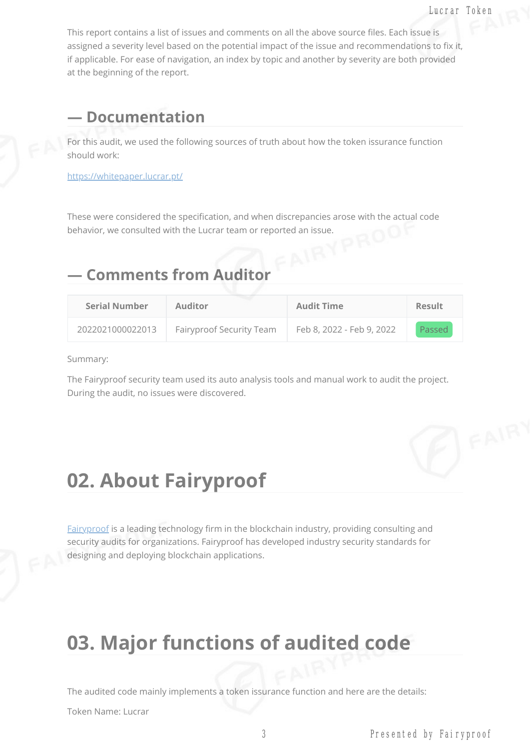This report contains a list of issues and comments on all the above source files. Each issue is assigned a severity level based on the potential impact of the issue and recommendations to fix it, if applicable. For ease of navigation, an index by topic and another by severity are both provided at the beginning of the report.

## — Documentation

For this audit, we used the following sources of truth about how the token issurance function should work:

https://whitepaper.lucrar.pt/

These were considered the specification, and when discrepancies arose with the actual code behavior, we consulted with the Lucrar team or reported an issue.

## — Comments from Auditor

| Serial Number | Auditor | Audit Time | Result |
| --- | --- | --- | --- |
| 2022021000022013 | Fairyproof Security Team | Feb 8, 2022 - Feb 9, 2022 | Passed |

Summary:

The Fairyproof security team used its auto analysis tools and manual work to audit the project. During the audit, no issues were discovered.

# 02. About Fairyproof

Fairyproof is a leading technology firm in the blockchain industry, providing consulting and security audits for organizations. Fairyproof has developed industry security standards for designing and deploying blockchain applications.

# 03. Major functions of audited code

The audited code mainly implements a token issurance function and here are the details:

Token Name: Lucrar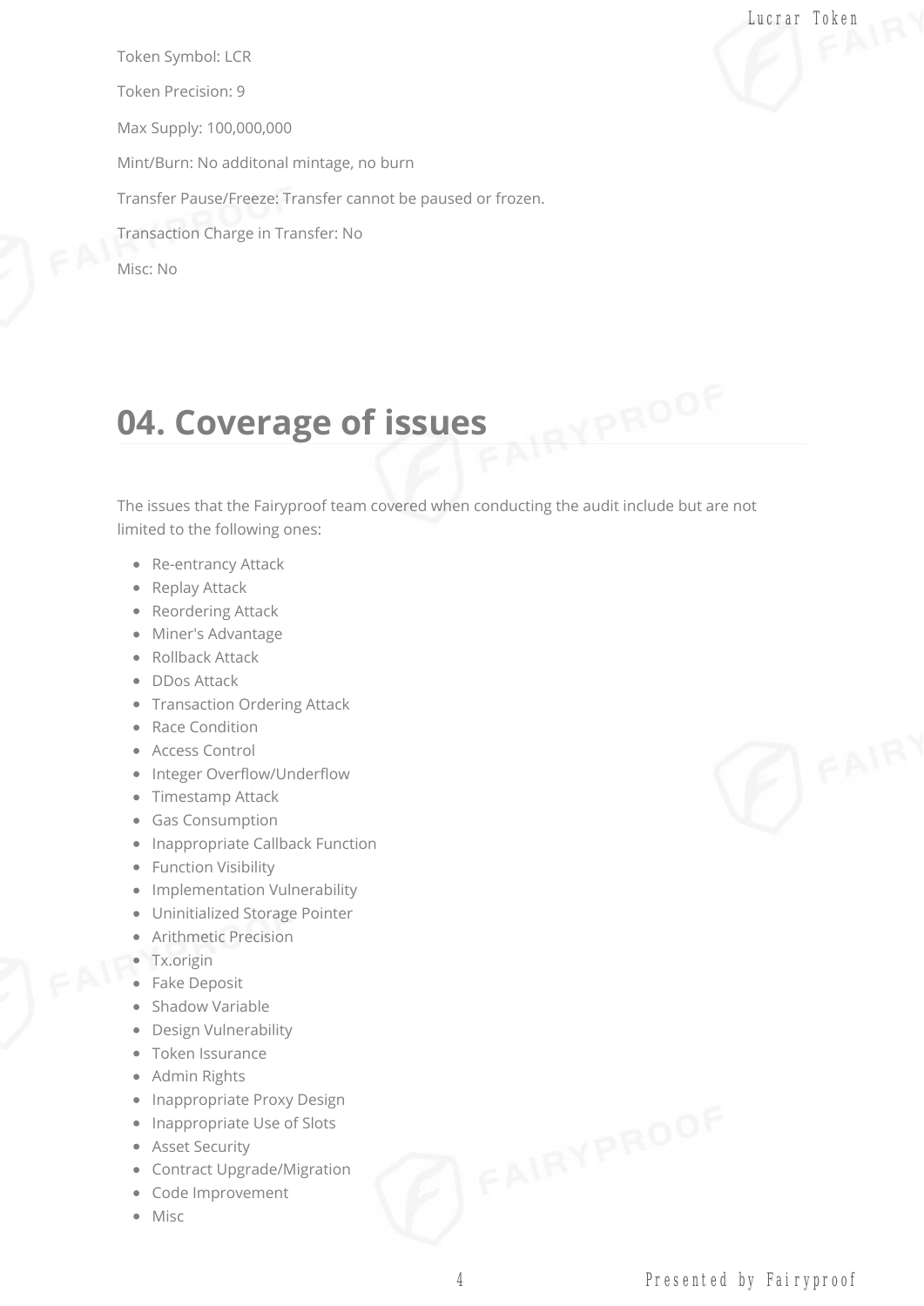Token Symbol: LCR

Token Precision: 9

Max Supply: 100,000,000

Mint/Burn: No additonal mintage, no burn

Transfer Pause/Freeze: Transfer cannot be paused or frozen.

Transaction Charge in Transfer: No

Misc: No

## 04. Coverage of issues

The issues that the Fairyproof team covered when conducting the audit include but are not limited to the following ones:

- Re-entrancy Attack
- Replay Attack
- Reordering Attack
- Miner's Advantage
- Rollback Attack
- DDos Attack
- Transaction Ordering Attack
- Race Condition
- Access Control
- Integer Overflow/Underflow
- Timestamp Attack
- Gas Consumption
- Inappropriate Callback Function
- Function Visibility
- Implementation Vulnerability
- Uninitialized Storage Pointer
- Arithmetic Precision
- Tx.origin
- Fake Deposit
- Shadow Variable
- Design Vulnerability
- Token Issurance
- Admin Rights
- Inappropriate Proxy Design
- Inappropriate Use of Slots
- Asset Security
- Contract Upgrade/Migration
- Code Improvement
- Misc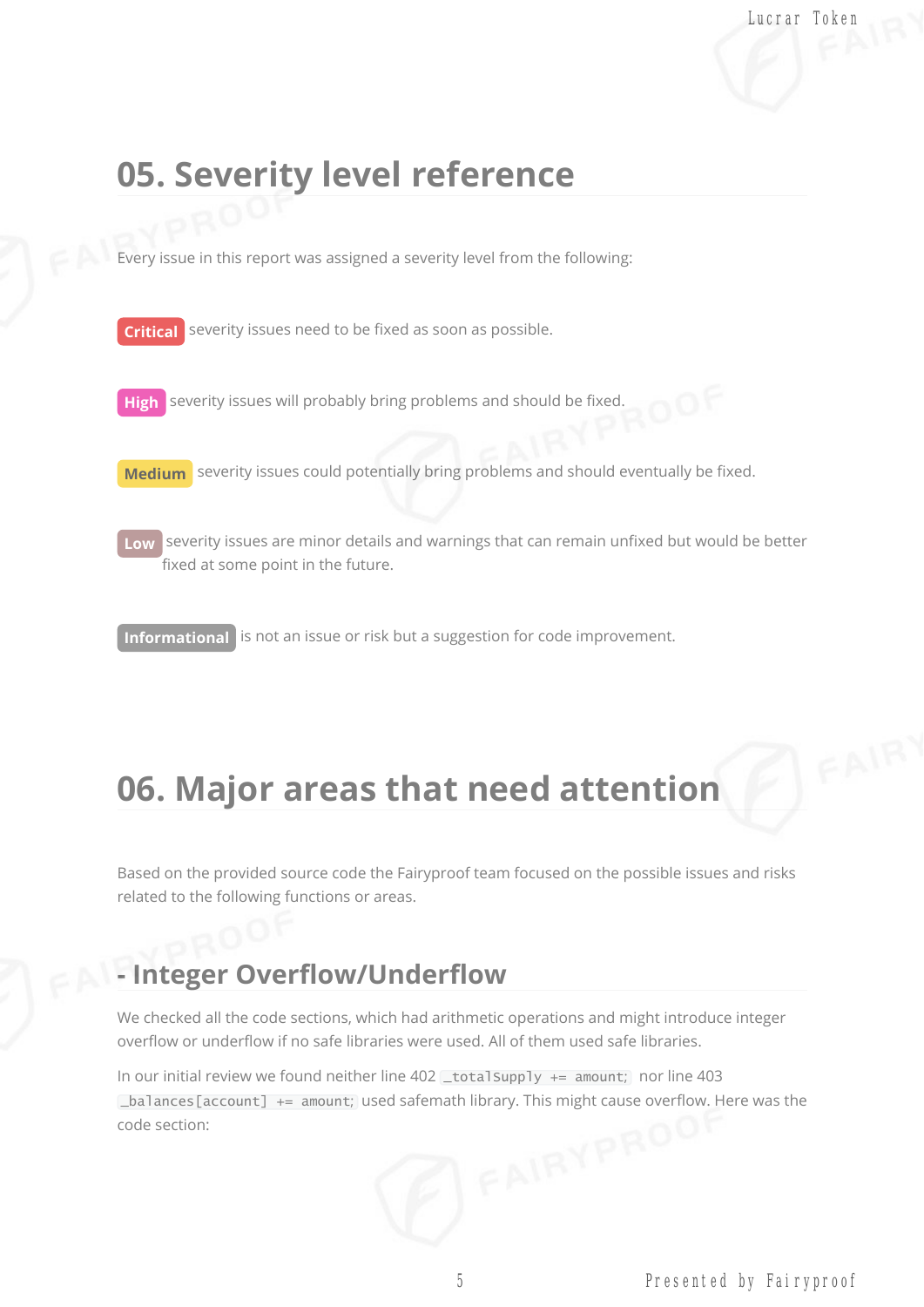# 05. Severity level reference

Every issue in this report was assigned a severity level from the following:

**Critical** severity issues need to be fixed as soon as possible.

**High** severity issues will probably bring problems and should be fixed.

**Medium** severity issues could potentially bring problems and should eventually be fixed.

**Low** severity issues are minor details and warnings that can remain unfixed but would be better fixed at some point in the future.

**Informational** is not an issue or risk but a suggestion for code improvement.

# 06. Major areas that need attention

Based on the provided source code the Fairyproof team focused on the possible issues and risks related to the following functions or areas.

## - Integer Overflow/Underflow

We checked all the code sections, which had arithmetic operations and might introduce integer overflow or underflow if no safe libraries were used. All of them used safe libraries.

In our initial review we found neither line 402 `_totalSupply += amount;` nor line 403 `_balances[account] += amount;` used safemath library. This might cause overflow. Here was the code section: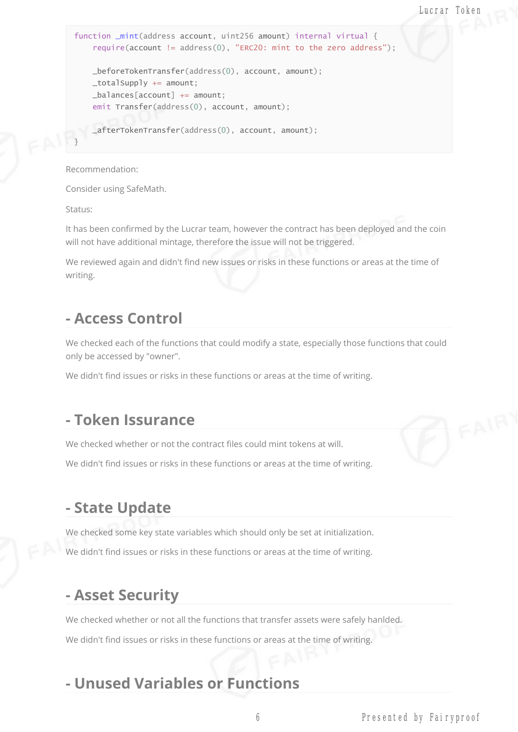```
function _mint(address account, uint256 amount) internal virtual {
    require(account != address(0), "ERC20: mint to the zero address");

    _beforeTokenTransfer(address(0), account, amount);
    _totalSupply += amount;
    _balances[account] += amount;
    emit Transfer(address(0), account, amount);

    _afterTokenTransfer(address(0), account, amount);
}
```

Recommendation:

Consider using SafeMath.

Status:

It has been confirmed by the Lucrar team, however the contract has been deployed and the coin will not have additional mintage, therefore the issue will not be triggered.

We reviewed again and didn't find new issues or risks in these functions or areas at the time of writing.

## - Access Control

We checked each of the functions that could modify a state, especially those functions that could only be accessed by "owner".

We didn't find issues or risks in these functions or areas at the time of writing.

## - Token Issurance

We checked whether or not the contract files could mint tokens at will.

We didn't find issues or risks in these functions or areas at the time of writing.

## - State Update

We checked some key state variables which should only be set at initialization.

We didn't find issues or risks in these functions or areas at the time of writing.

## - Asset Security

We checked whether or not all the functions that transfer assets were safely hanlded.

We didn't find issues or risks in these functions or areas at the time of writing.

## - Unused Variables or Functions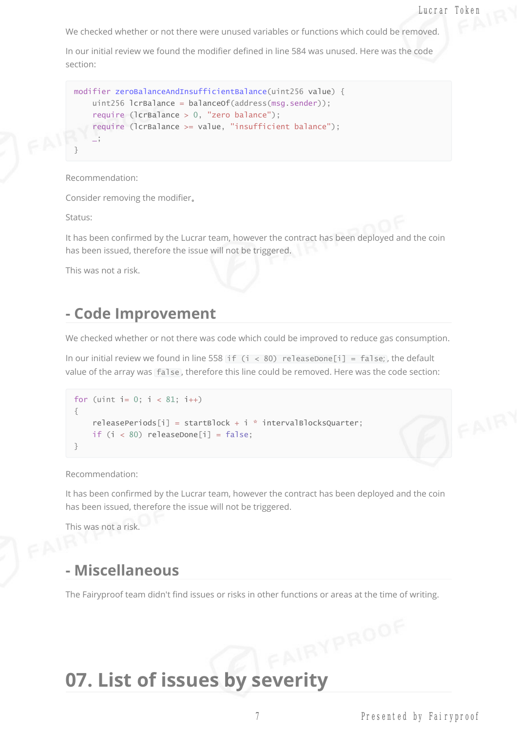We checked whether or not there were unused variables or functions which could be removed.

In our initial review we found the modifier defined in line 584 was unused. Here was the code section:

```
modifier zeroBalanceAndInsufficientBalance(uint256 value) {
    uint256 lcrBalance = balanceOf(address(msg.sender));
    require (lcrBalance > 0, "zero balance");
    require (lcrBalance >= value, "insufficient balance");
    _;
}
```

Recommendation:

Consider removing the modifier。

Status:

It has been confirmed by the Lucrar team, however the contract has been deployed and the coin has been issued, therefore the issue will not be triggered.

This was not a risk.

## - Code Improvement

We checked whether or not there was code which could be improved to reduce gas consumption.

In our initial review we found in line 558 `if (i < 80) releaseDone[i] = false;`, the default value of the array was `false`, therefore this line could be removed. Here was the code section:

```
for (uint i= 0; i < 81; i++)
{
    releasePeriods[i] = startBlock + i * intervalBlocksQuarter;
    if (i < 80) releaseDone[i] = false;
}
```

Recommendation:

It has been confirmed by the Lucrar team, however the contract has been deployed and the coin has been issued, therefore the issue will not be triggered.

This was not a risk.

## - Miscellaneous

The Fairyproof team didn't find issues or risks in other functions or areas at the time of writing.

# 07. List of issues by severity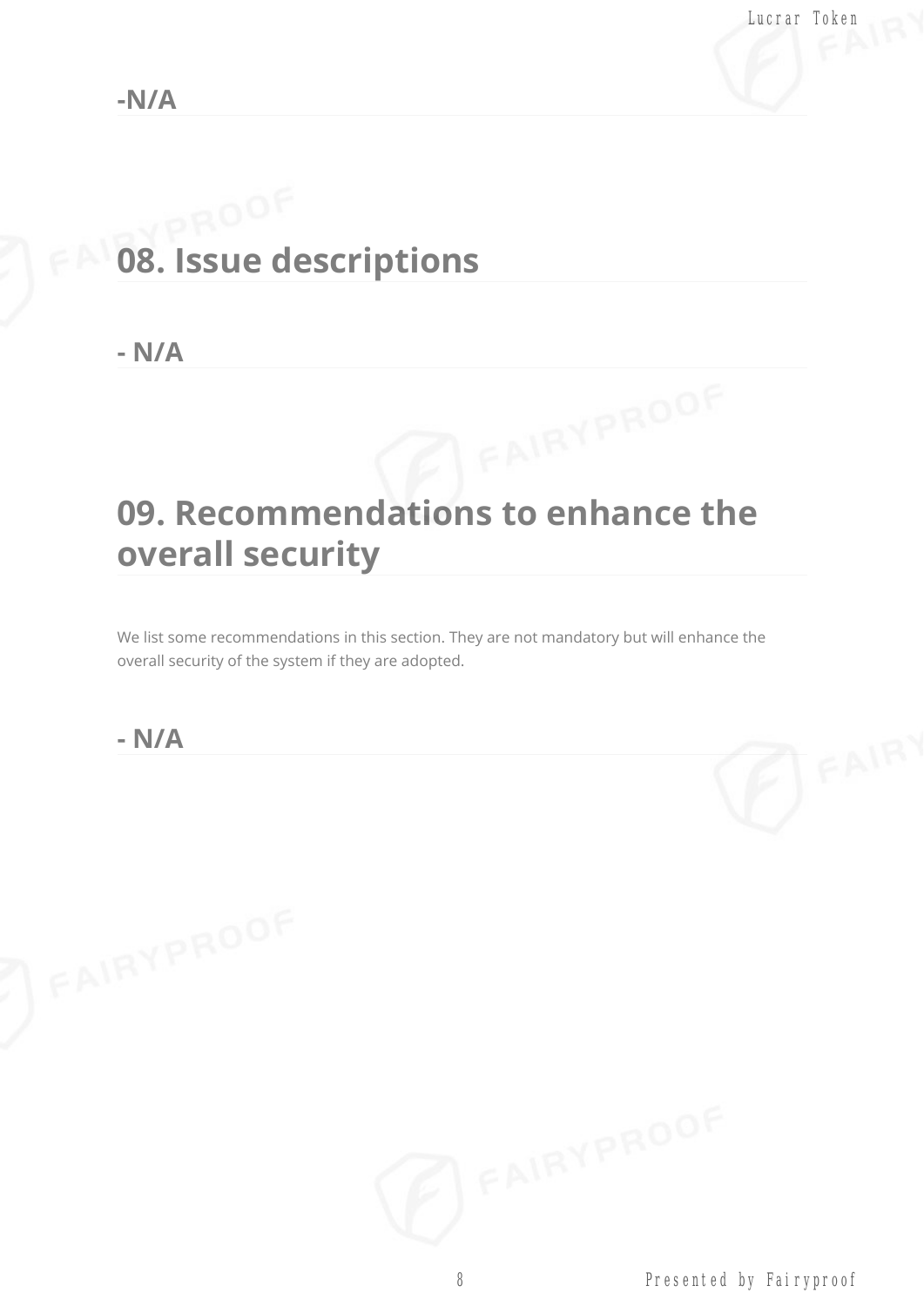### -N/A

## 08. Issue descriptions

### - N/A

## 09. Recommendations to enhance the overall security

We list some recommendations in this section. They are not mandatory but will enhance the overall security of the system if they are adopted.

### - N/A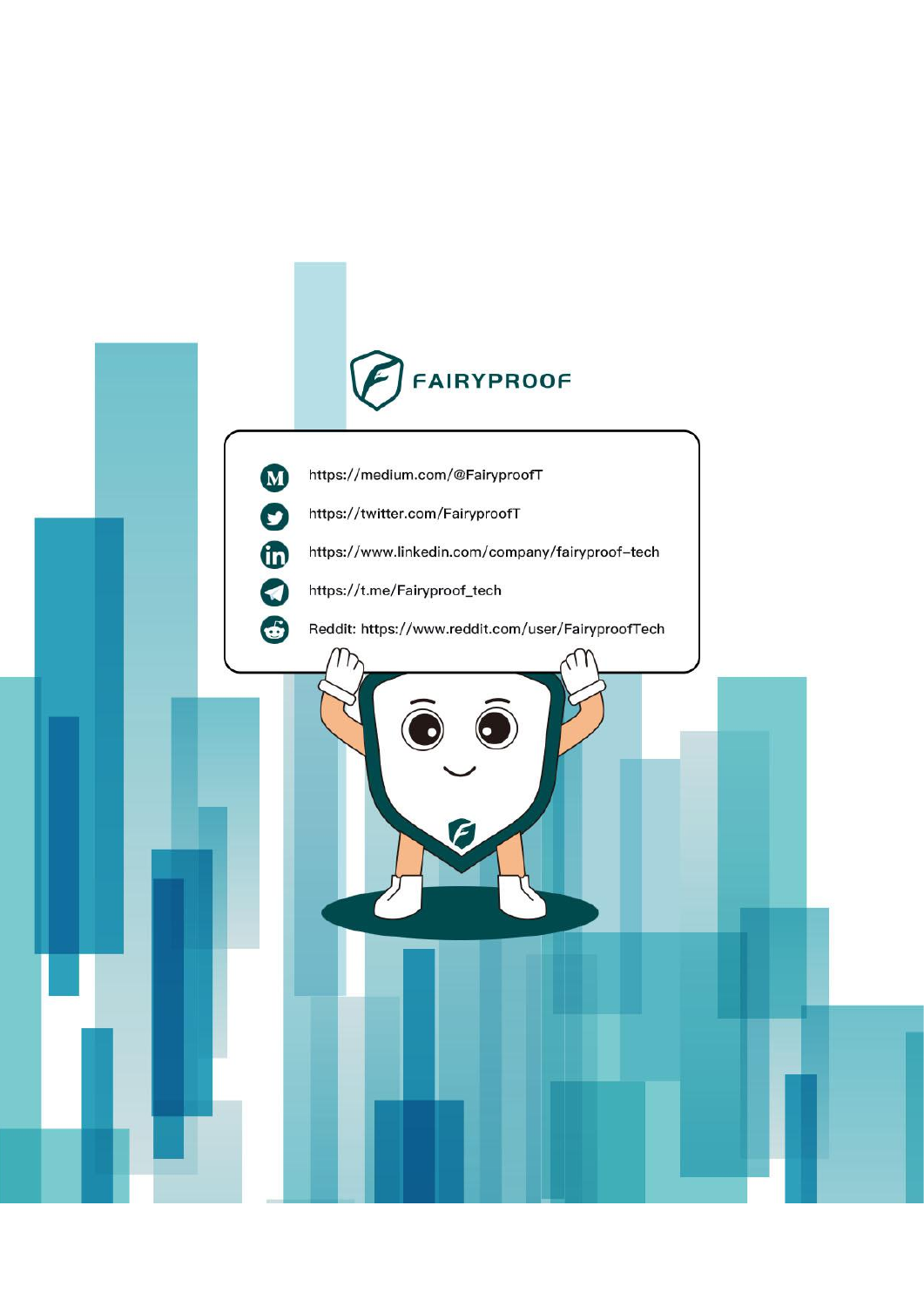FAIRYPROOF

https://medium.com/@FairyproofT

https://twitter.com/FairyproofT

https://www.linkedin.com/company/fairyproof-tech

https://t.me/Fairyproof_tech

Reddit: https://www.reddit.com/user/FairyproofTech